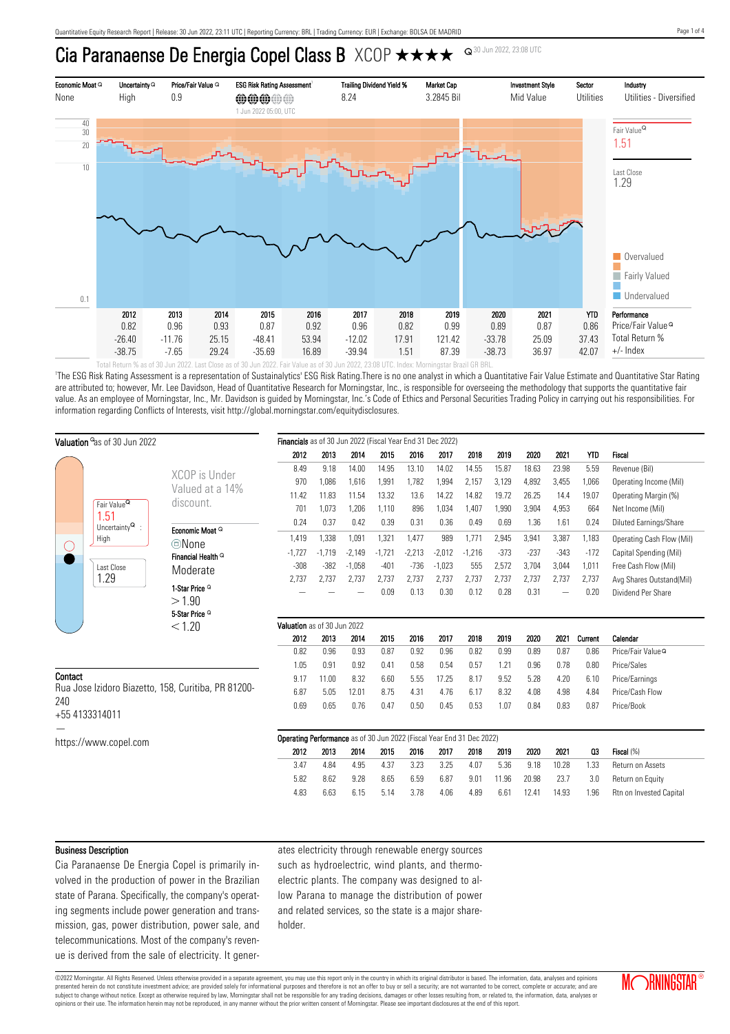Quantitative Equity Research Report | Release: 30 Jun 2022, 23:11 UTC | Reporting Currency: BRL | Trading Currency: EUR | Exchange: BOLSA DE MADRID

# Cia Paranaense De Energia Copel Class B XCOP ★★★★

30 Jun 2022, 23:08 UTC

| Economic Moat | Uncertainty | Price/Fair Value | ESG Risk Rating Assessment[1] | Trailing Dividend Yield % | Market Cap | Investment Style | Sector | Industry |
|---|---|---|---|---|---|---|---|---|
| None | High | 0.9 | 1 Jun 2022 05:00, UTC | 8.24 | 3.2845 Bil | Mid Value | Utilities | Utilities - Diversified |

Fair Value: 1.51

Last Close: 1.29

Overvalued / Fairly Valued / Undervalued

| | 2012 | 2013 | 2014 | 2015 | 2016 | 2017 | 2018 | 2019 | 2020 | 2021 | YTD | Performance |
|---|---|---|---|---|---|---|---|---|---|---|---|---|
| | 0.82 | 0.96 | 0.93 | 0.87 | 0.92 | 0.96 | 0.82 | 0.99 | 0.89 | 0.87 | 0.86 | Price/Fair Value |
| | -26.40 | -11.76 | 25.15 | -48.41 | 53.94 | -12.02 | 17.91 | 121.42 | -33.78 | 25.09 | 37.43 | Total Return % |
| | -38.75 | -7.65 | 29.24 | -35.69 | 16.89 | -39.94 | 1.51 | 87.39 | -38.73 | 36.97 | 42.07 | +/- Index |

Total Return % as of 30 Jun 2022. Last Close as of 30 Jun 2022. Fair Value as of 30 Jun 2022, 23:08 UTC. Index: Morningstar Brazil GR BRL.

[1]The ESG Risk Rating Assessment is a representation of Sustainalytics' ESG Risk Rating.There is no one analyst in which a Quantitative Fair Value Estimate and Quantitative Star Rating are attributed to; however, Mr. Lee Davidson, Head of Quantitative Research for Morningstar, Inc., is responsible for overseeing the methodology that supports the quantitative fair value. As an employee of Morningstar, Inc., Mr. Davidson is guided by Morningstar, Inc.'s Code of Ethics and Personal Securities Trading Policy in carrying out his responsibilities. For information regarding Conflicts of Interests, visit http://global.morningstar.com/equitydisclosures.

## Valuation as of 30 Jun 2022

Fair Value: 1.51
Uncertainty: High
Last Close: 1.29

XCOP is Under Valued at a 14% discount.

**Economic Moat**: None

**Financial Health**: Moderate

**1-Star Price**: > 1.90

**5-Star Price**: < 1.20

## Contact

Rua Jose Izidoro Biazetto, 158, Curitiba, PR 81200-240
+55 4133314011

https://www.copel.com

## Financials as of 30 Jun 2022 (Fiscal Year End 31 Dec 2022)

| 2012 | 2013 | 2014 | 2015 | 2016 | 2017 | 2018 | 2019 | 2020 | 2021 | YTD | Fiscal |
|---|---|---|---|---|---|---|---|---|---|---|---|
| 8.49 | 9.18 | 14.00 | 14.95 | 13.10 | 14.02 | 14.55 | 15.87 | 18.63 | 23.98 | 5.59 | Revenue (Bil) |
| 970 | 1,086 | 1,616 | 1,991 | 1,782 | 1,994 | 2,157 | 3,129 | 4,892 | 3,455 | 1,066 | Operating Income (Mil) |
| 11.42 | 11.83 | 11.54 | 13.32 | 13.6 | 14.22 | 14.82 | 19.72 | 26.25 | 14.4 | 19.07 | Operating Margin (%) |
| 701 | 1,073 | 1,206 | 1,110 | 896 | 1,034 | 1,407 | 1,990 | 3,904 | 4,953 | 664 | Net Income (Mil) |
| 0.24 | 0.37 | 0.42 | 0.39 | 0.31 | 0.36 | 0.49 | 0.69 | 1.36 | 1.61 | 0.24 | Diluted Earnings/Share |
| 1,419 | 1,338 | 1,091 | 1,321 | 1,477 | 989 | 1,771 | 2,945 | 3,941 | 3,387 | 1,183 | Operating Cash Flow (Mil) |
| -1,727 | -1,719 | -2,149 | -1,721 | -2,213 | -2,012 | -1,216 | -373 | -237 | -343 | -172 | Capital Spending (Mil) |
| -308 | -382 | -1,058 | -401 | -736 | -1,023 | 555 | 2,572 | 3,704 | 3,044 | 1,011 | Free Cash Flow (Mil) |
| 2,737 | 2,737 | 2,737 | 2,737 | 2,737 | 2,737 | 2,737 | 2,737 | 2,737 | 2,737 | 2,737 | Avg Shares Outstand(Mil) |
| — | — | — | 0.09 | 0.13 | 0.30 | 0.12 | 0.28 | 0.31 | — | 0.20 | Dividend Per Share |

## Valuation as of 30 Jun 2022

| 2012 | 2013 | 2014 | 2015 | 2016 | 2017 | 2018 | 2019 | 2020 | 2021 | Current | Calendar |
|---|---|---|---|---|---|---|---|---|---|---|---|
| 0.82 | 0.96 | 0.93 | 0.87 | 0.92 | 0.96 | 0.82 | 0.99 | 0.89 | 0.87 | 0.86 | Price/Fair Value |
| 1.05 | 0.91 | 0.92 | 0.41 | 0.58 | 0.54 | 0.57 | 1.21 | 0.96 | 0.78 | 0.80 | Price/Sales |
| 9.17 | 11.00 | 8.32 | 6.60 | 5.55 | 17.25 | 8.17 | 9.52 | 5.28 | 4.20 | 6.10 | Price/Earnings |
| 6.87 | 5.05 | 12.01 | 8.75 | 4.31 | 4.76 | 6.17 | 8.32 | 4.08 | 4.98 | 4.84 | Price/Cash Flow |
| 0.69 | 0.65 | 0.76 | 0.47 | 0.50 | 0.45 | 0.53 | 1.07 | 0.84 | 0.83 | 0.87 | Price/Book |

## Operating Performance as of 30 Jun 2022 (Fiscal Year End 31 Dec 2022)

| 2012 | 2013 | 2014 | 2015 | 2016 | 2017 | 2018 | 2019 | 2020 | 2021 | Q3 | Fiscal (%) |
|---|---|---|---|---|---|---|---|---|---|---|---|
| 3.47 | 4.84 | 4.95 | 4.37 | 3.23 | 3.25 | 4.07 | 5.36 | 9.18 | 10.28 | 1.33 | Return on Assets |
| 5.82 | 8.62 | 9.28 | 8.65 | 6.59 | 6.87 | 9.01 | 11.96 | 20.98 | 23.7 | 3.0 | Return on Equity |
| 4.83 | 6.63 | 6.15 | 5.14 | 3.78 | 4.06 | 4.89 | 6.61 | 12.41 | 14.93 | 1.96 | Rtn on Invested Capital |

## Business Description

Cia Paranaense De Energia Copel is primarily involved in the production of power in the Brazilian state of Parana. Specifically, the company's operating segments include power generation and transmission, gas, power distribution, power sale, and telecommunications. Most of the company's revenue is derived from the sale of electricity. It generates electricity through renewable energy sources such as hydroelectric, wind plants, and thermoelectric plants. The company was designed to allow Parana to manage the distribution of power and related services, so the state is a major shareholder.

©2022 Morningstar. All Rights Reserved. Unless otherwise provided in a separate agreement, you may use this report only in the country in which its original distributor is based. The information, data, analyses and opinions presented herein do not constitute investment advice; are provided solely for informational purposes and therefore is not an offer to buy or sell a security; are not warranted to be correct, complete or accurate; and are subject to change without notice. Except as otherwise required by law, Morningstar shall not be responsible for any trading decisions, damages or other losses resulting from, or related to, the information, data, analyses or opinions or their use. The information herein may not be reproduced, in any manner without the prior written consent of Morningstar. Please see important disclosures at the end of this report.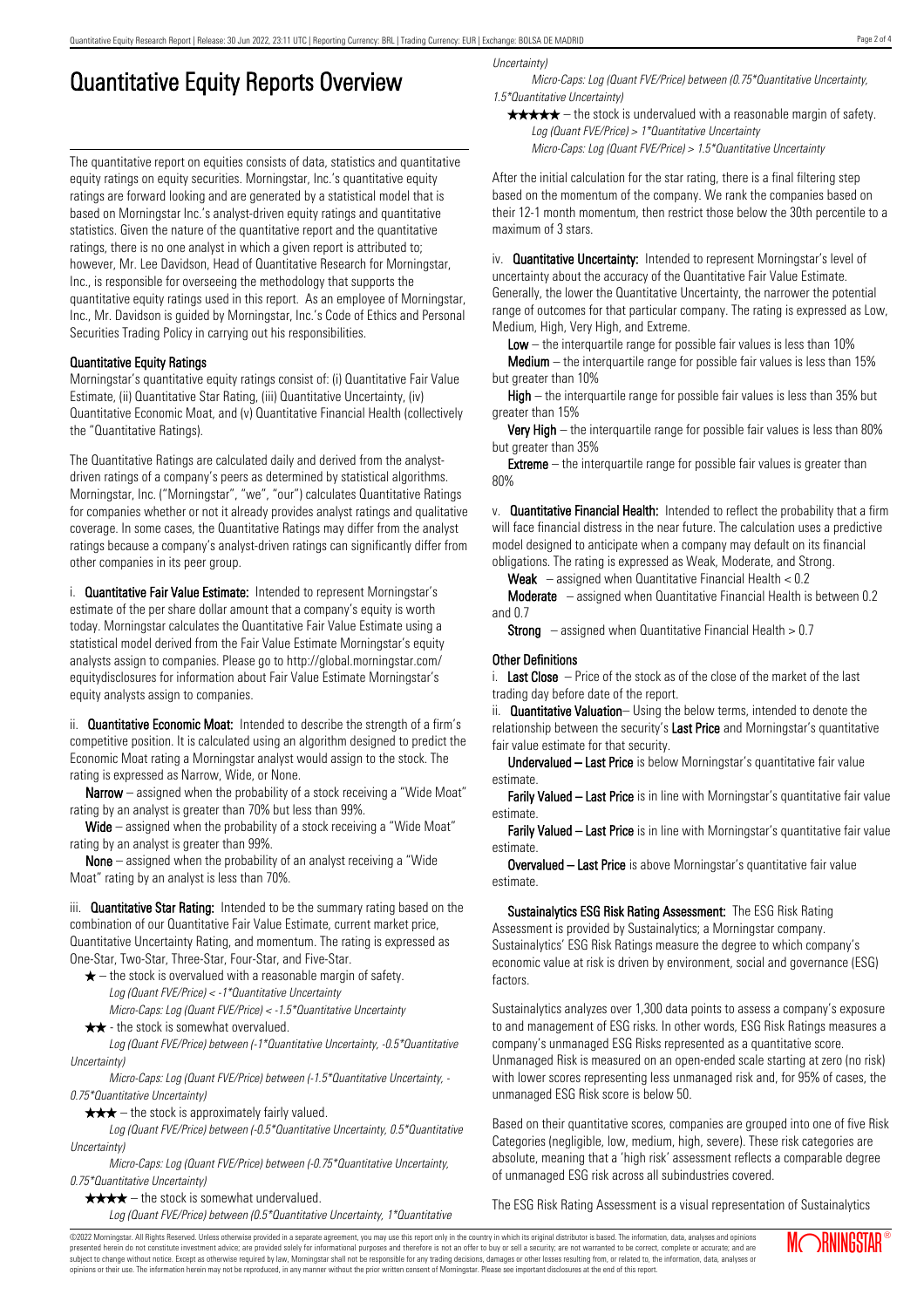# Quantitative Equity Reports Overview

The quantitative report on equities consists of data, statistics and quantitative equity ratings on equity securities. Morningstar, Inc.'s quantitative equity ratings are forward looking and are generated by a statistical model that is based on Morningstar Inc.'s analyst-driven equity ratings and quantitative statistics. Given the nature of the quantitative report and the quantitative ratings, there is no one analyst in which a given report is attributed to; however, Mr. Lee Davidson, Head of Quantitative Research for Morningstar, Inc., is responsible for overseeing the methodology that supports the quantitative equity ratings used in this report. As an employee of Morningstar, Inc., Mr. Davidson is guided by Morningstar, Inc.'s Code of Ethics and Personal Securities Trading Policy in carrying out his responsibilities.

### Quantitative Equity Ratings

Morningstar's quantitative equity ratings consist of: (i) Quantitative Fair Value Estimate, (ii) Quantitative Star Rating, (iii) Quantitative Uncertainty, (iv) Quantitative Economic Moat, and (v) Quantitative Financial Health (collectively the "Quantitative Ratings).

The Quantitative Ratings are calculated daily and derived from the analyst-driven ratings of a company's peers as determined by statistical algorithms. Morningstar, Inc. ("Morningstar", "we", "our") calculates Quantitative Ratings for companies whether or not it already provides analyst ratings and qualitative coverage. In some cases, the Quantitative Ratings may differ from the analyst ratings because a company's analyst-driven ratings can significantly differ from other companies in its peer group.

i. **Quantitative Fair Value Estimate:** Intended to represent Morningstar's estimate of the per share dollar amount that a company's equity is worth today. Morningstar calculates the Quantitative Fair Value Estimate using a statistical model derived from the Fair Value Estimate Morningstar's equity analysts assign to companies. Please go to http://global.morningstar.com/equitydisclosures for information about Fair Value Estimate Morningstar's equity analysts assign to companies.

ii. **Quantitative Economic Moat:** Intended to describe the strength of a firm's competitive position. It is calculated using an algorithm designed to predict the Economic Moat rating a Morningstar analyst would assign to the stock. The rating is expressed as Narrow, Wide, or None.

**Narrow** – assigned when the probability of a stock receiving a "Wide Moat" rating by an analyst is greater than 70% but less than 99%.

**Wide** – assigned when the probability of a stock receiving a "Wide Moat" rating by an analyst is greater than 99%.

**None** – assigned when the probability of an analyst receiving a "Wide Moat" rating by an analyst is less than 70%.

iii. **Quantitative Star Rating:** Intended to be the summary rating based on the combination of our Quantitative Fair Value Estimate, current market price, Quantitative Uncertainty Rating, and momentum. The rating is expressed as One-Star, Two-Star, Three-Star, Four-Star, and Five-Star.

★ – the stock is overvalued with a reasonable margin of safety.
*Log (Quant FVE/Price) < -1\*Quantitative Uncertainty*
*Micro-Caps: Log (Quant FVE/Price) < -1.5\*Quantitative Uncertainty*

★★ - the stock is somewhat overvalued.
*Log (Quant FVE/Price) between (-1\*Quantitative Uncertainty, -0.5\*Quantitative Uncertainty)*
*Micro-Caps: Log (Quant FVE/Price) between (-1.5\*Quantitative Uncertainty, -0.75\*Quantitative Uncertainty)*

★★★ – the stock is approximately fairly valued.
*Log (Quant FVE/Price) between (-0.5\*Quantitative Uncertainty, 0.5\*Quantitative Uncertainty)*
*Micro-Caps: Log (Quant FVE/Price) between (-0.75\*Quantitative Uncertainty, 0.75\*Quantitative Uncertainty)*

★★★★ – the stock is somewhat undervalued.
*Log (Quant FVE/Price) between (0.5\*Quantitative Uncertainty, 1\*Quantitative Uncertainty)*
*Micro-Caps: Log (Quant FVE/Price) between (0.75\*Quantitative Uncertainty, 1.5\*Quantitative Uncertainty)*

★★★★★ – the stock is undervalued with a reasonable margin of safety.
*Log (Quant FVE/Price) > 1\*Quantitative Uncertainty*
*Micro-Caps: Log (Quant FVE/Price) > 1.5\*Quantitative Uncertainty*

After the initial calculation for the star rating, there is a final filtering step based on the momentum of the company. We rank the companies based on their 12-1 month momentum, then restrict those below the 30th percentile to a maximum of 3 stars.

iv. **Quantitative Uncertainty:** Intended to represent Morningstar's level of uncertainty about the accuracy of the Quantitative Fair Value Estimate. Generally, the lower the Quantitative Uncertainty, the narrower the potential range of outcomes for that particular company. The rating is expressed as Low, Medium, High, Very High, and Extreme.

**Low** – the interquartile range for possible fair values is less than 10%

**Medium** – the interquartile range for possible fair values is less than 15% but greater than 10%

**High** – the interquartile range for possible fair values is less than 35% but greater than 15%

**Very High** – the interquartile range for possible fair values is less than 80% but greater than 35%

**Extreme** – the interquartile range for possible fair values is greater than 80%

v. **Quantitative Financial Health:** Intended to reflect the probability that a firm will face financial distress in the near future. The calculation uses a predictive model designed to anticipate when a company may default on its financial obligations. The rating is expressed as Weak, Moderate, and Strong.

**Weak** – assigned when Quantitative Financial Health < 0.2

**Moderate** – assigned when Quantitative Financial Health is between 0.2 and 0.7

**Strong** – assigned when Quantitative Financial Health > 0.7

### Other Definitions

i. **Last Close** – Price of the stock as of the close of the market of the last trading day before date of the report.

ii. **Quantitative Valuation**– Using the below terms, intended to denote the relationship between the security's **Last Price** and Morningstar's quantitative fair value estimate for that security.

**Undervalued – Last Price** is below Morningstar's quantitative fair value estimate.

**Farily Valued – Last Price** is in line with Morningstar's quantitative fair value estimate.

**Farily Valued – Last Price** is in line with Morningstar's quantitative fair value estimate.

**Overvalued – Last Price** is above Morningstar's quantitative fair value estimate.

**Sustainalytics ESG Risk Rating Assessment:** The ESG Risk Rating Assessment is provided by Sustainalytics; a Morningstar company. Sustainalytics' ESG Risk Ratings measure the degree to which company's economic value at risk is driven by environment, social and governance (ESG) factors.

Sustainalytics analyzes over 1,300 data points to assess a company's exposure to and management of ESG risks. In other words, ESG Risk Ratings measures a company's unmanaged ESG Risks represented as a quantitative score. Unmanaged Risk is measured on an open-ended scale starting at zero (no risk) with lower scores representing less unmanaged risk and, for 95% of cases, the unmanaged ESG Risk score is below 50.

Based on their quantitative scores, companies are grouped into one of five Risk Categories (negligible, low, medium, high, severe). These risk categories are absolute, meaning that a 'high risk' assessment reflects a comparable degree of unmanaged ESG risk across all subindustries covered.

The ESG Risk Rating Assessment is a visual representation of Sustainalytics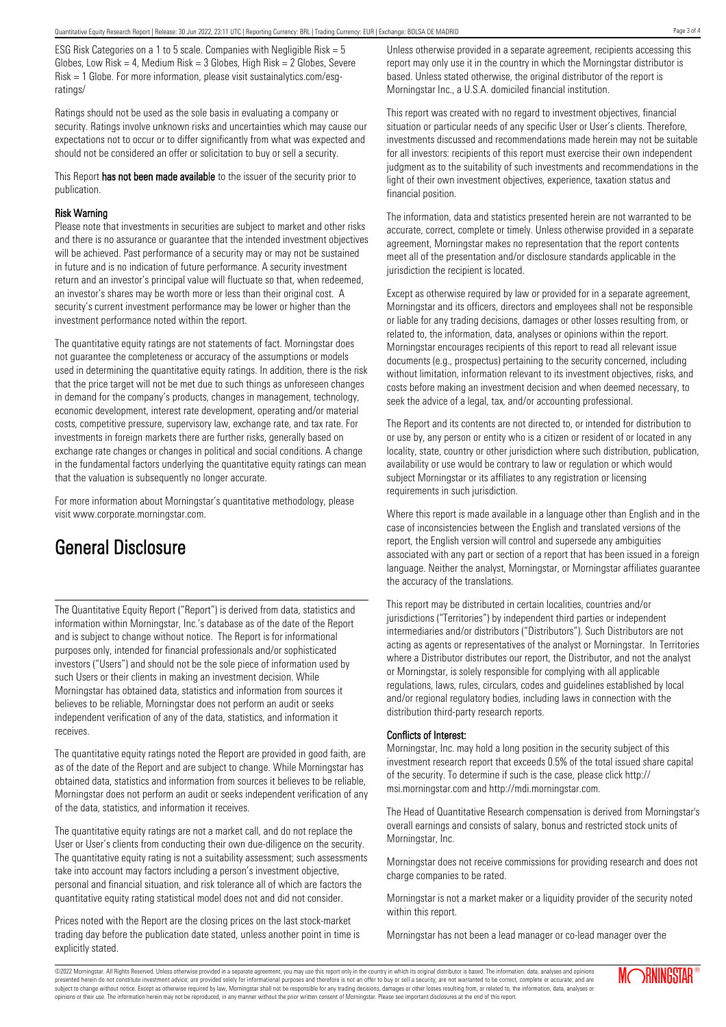ESG Risk Categories on a 1 to 5 scale. Companies with Negligible Risk = 5 Globes, Low Risk = 4, Medium Risk = 3 Globes, High Risk = 2 Globes, Severe Risk = 1 Globe. For more information, please visit sustainalytics.com/esg-ratings/

Ratings should not be used as the sole basis in evaluating a company or security. Ratings involve unknown risks and uncertainties which may cause our expectations not to occur or to differ significantly from what was expected and should not be considered an offer or solicitation to buy or sell a security.

This Report **has not been made available** to the issuer of the security prior to publication.

### Risk Warning

Please note that investments in securities are subject to market and other risks and there is no assurance or guarantee that the intended investment objectives will be achieved. Past performance of a security may or may not be sustained in future and is no indication of future performance. A security investment return and an investor's principal value will fluctuate so that, when redeemed, an investor's shares may be worth more or less than their original cost. A security's current investment performance may be lower or higher than the investment performance noted within the report.

The quantitative equity ratings are not statements of fact. Morningstar does not guarantee the completeness or accuracy of the assumptions or models used in determining the quantitative equity ratings. In addition, there is the risk that the price target will not be met due to such things as unforeseen changes in demand for the company's products, changes in management, technology, economic development, interest rate development, operating and/or material costs, competitive pressure, supervisory law, exchange rate, and tax rate. For investments in foreign markets there are further risks, generally based on exchange rate changes or changes in political and social conditions. A change in the fundamental factors underlying the quantitative equity ratings can mean that the valuation is subsequently no longer accurate.

For more information about Morningstar's quantitative methodology, please visit www.corporate.morningstar.com.

## General Disclosure

The Quantitative Equity Report ("Report") is derived from data, statistics and information within Morningstar, Inc.'s database as of the date of the Report and is subject to change without notice. The Report is for informational purposes only, intended for financial professionals and/or sophisticated investors ("Users") and should not be the sole piece of information used by such Users or their clients in making an investment decision. While Morningstar has obtained data, statistics and information from sources it believes to be reliable, Morningstar does not perform an audit or seeks independent verification of any of the data, statistics, and information it receives.

The quantitative equity ratings noted the Report are provided in good faith, are as of the date of the Report and are subject to change. While Morningstar has obtained data, statistics and information from sources it believes to be reliable, Morningstar does not perform an audit or seeks independent verification of any of the data, statistics, and information it receives.

The quantitative equity ratings are not a market call, and do not replace the User or User's clients from conducting their own due-diligence on the security. The quantitative equity rating is not a suitability assessment; such assessments take into account may factors including a person's investment objective, personal and financial situation, and risk tolerance all of which are factors the quantitative equity rating statistical model does not and did not consider.

Prices noted with the Report are the closing prices on the last stock-market trading day before the publication date stated, unless another point in time is explicitly stated.

Unless otherwise provided in a separate agreement, recipients accessing this report may only use it in the country in which the Morningstar distributor is based. Unless stated otherwise, the original distributor of the report is Morningstar Inc., a U.S.A. domiciled financial institution.

This report was created with no regard to investment objectives, financial situation or particular needs of any specific User or User's clients. Therefore, investments discussed and recommendations made herein may not be suitable for all investors: recipients of this report must exercise their own independent judgment as to the suitability of such investments and recommendations in the light of their own investment objectives, experience, taxation status and financial position.

The information, data and statistics presented herein are not warranted to be accurate, correct, complete or timely. Unless otherwise provided in a separate agreement, Morningstar makes no representation that the report contents meet all of the presentation and/or disclosure standards applicable in the jurisdiction the recipient is located.

Except as otherwise required by law or provided for in a separate agreement, Morningstar and its officers, directors and employees shall not be responsible or liable for any trading decisions, damages or other losses resulting from, or related to, the information, data, analyses or opinions within the report. Morningstar encourages recipients of this report to read all relevant issue documents (e.g., prospectus) pertaining to the security concerned, including without limitation, information relevant to its investment objectives, risks, and costs before making an investment decision and when deemed necessary, to seek the advice of a legal, tax, and/or accounting professional.

The Report and its contents are not directed to, or intended for distribution to or use by, any person or entity who is a citizen or resident of or located in any locality, state, country or other jurisdiction where such distribution, publication, availability or use would be contrary to law or regulation or which would subject Morningstar or its affiliates to any registration or licensing requirements in such jurisdiction.

Where this report is made available in a language other than English and in the case of inconsistencies between the English and translated versions of the report, the English version will control and supersede any ambiguities associated with any part or section of a report that has been issued in a foreign language. Neither the analyst, Morningstar, or Morningstar affiliates guarantee the accuracy of the translations.

This report may be distributed in certain localities, countries and/or jurisdictions ("Territories") by independent third parties or independent intermediaries and/or distributors ("Distributors"). Such Distributors are not acting as agents or representatives of the analyst or Morningstar. In Territories where a Distributor distributes our report, the Distributor, and not the analyst or Morningstar, is solely responsible for complying with all applicable regulations, laws, rules, circulars, codes and guidelines established by local and/or regional regulatory bodies, including laws in connection with the distribution third-party research reports.

### Conflicts of Interest:

Morningstar, Inc. may hold a long position in the security subject of this investment research report that exceeds 0.5% of the total issued share capital of the security. To determine if such is the case, please click http://msi.morningstar.com and http://mdi.morningstar.com.

The Head of Quantitative Research compensation is derived from Morningstar's overall earnings and consists of salary, bonus and restricted stock units of Morningstar, Inc.

Morningstar does not receive commissions for providing research and does not charge companies to be rated.

Morningstar is not a market maker or a liquidity provider of the security noted within this report.

Morningstar has not been a lead manager or co-lead manager over the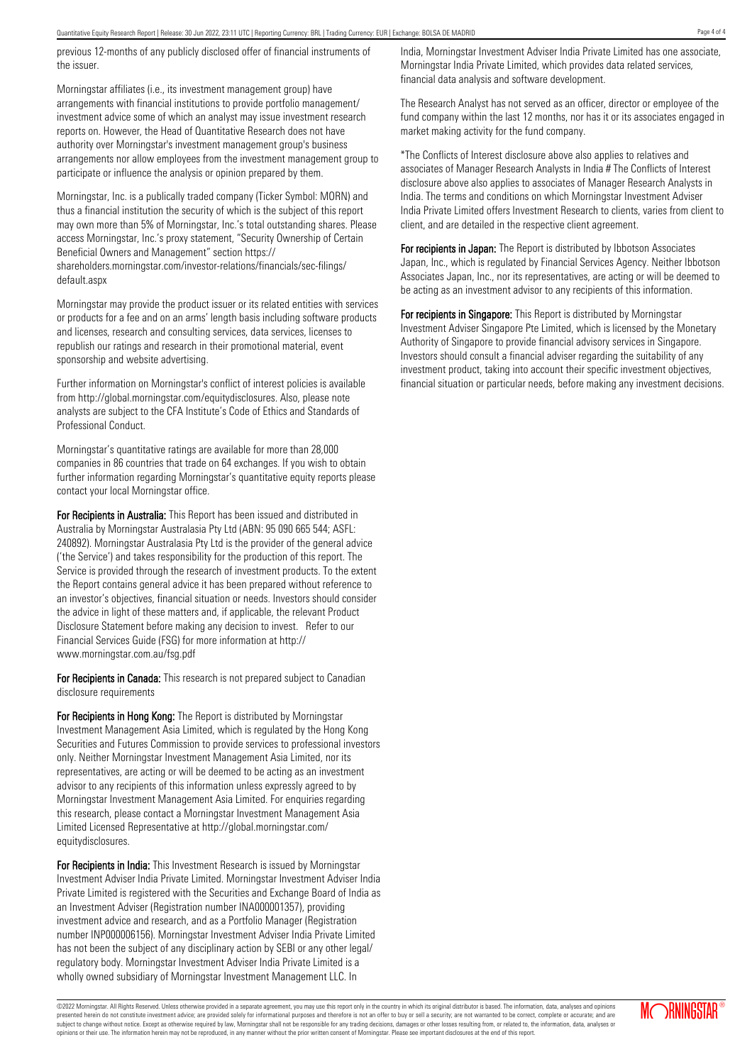previous 12-months of any publicly disclosed offer of financial instruments of the issuer.

Morningstar affiliates (i.e., its investment management group) have arrangements with financial institutions to provide portfolio management/ investment advice some of which an analyst may issue investment research reports on. However, the Head of Quantitative Research does not have authority over Morningstar's investment management group's business arrangements nor allow employees from the investment management group to participate or influence the analysis or opinion prepared by them.

Morningstar, Inc. is a publically traded company (Ticker Symbol: MORN) and thus a financial institution the security of which is the subject of this report may own more than 5% of Morningstar, Inc.'s total outstanding shares. Please access Morningstar, Inc.'s proxy statement, "Security Ownership of Certain Beneficial Owners and Management" section https://shareholders.morningstar.com/investor-relations/financials/sec-filings/default.aspx

Morningstar may provide the product issuer or its related entities with services or products for a fee and on an arms' length basis including software products and licenses, research and consulting services, data services, licenses to republish our ratings and research in their promotional material, event sponsorship and website advertising.

Further information on Morningstar's conflict of interest policies is available from http://global.morningstar.com/equitydisclosures. Also, please note analysts are subject to the CFA Institute's Code of Ethics and Standards of Professional Conduct.

Morningstar's quantitative ratings are available for more than 28,000 companies in 86 countries that trade on 64 exchanges. If you wish to obtain further information regarding Morningstar's quantitative equity reports please contact your local Morningstar office.

**For Recipients in Australia:** This Report has been issued and distributed in Australia by Morningstar Australasia Pty Ltd (ABN: 95 090 665 544; ASFL: 240892). Morningstar Australasia Pty Ltd is the provider of the general advice ('the Service') and takes responsibility for the production of this report. The Service is provided through the research of investment products. To the extent the Report contains general advice it has been prepared without reference to an investor's objectives, financial situation or needs. Investors should consider the advice in light of these matters and, if applicable, the relevant Product Disclosure Statement before making any decision to invest. Refer to our Financial Services Guide (FSG) for more information at http://www.morningstar.com.au/fsg.pdf

**For Recipients in Canada:** This research is not prepared subject to Canadian disclosure requirements

**For Recipients in Hong Kong:** The Report is distributed by Morningstar Investment Management Asia Limited, which is regulated by the Hong Kong Securities and Futures Commission to provide services to professional investors only. Neither Morningstar Investment Management Asia Limited, nor its representatives, are acting or will be deemed to be acting as an investment advisor to any recipients of this information unless expressly agreed to by Morningstar Investment Management Asia Limited. For enquiries regarding this research, please contact a Morningstar Investment Management Asia Limited Licensed Representative at http://global.morningstar.com/equitydisclosures.

**For Recipients in India:** This Investment Research is issued by Morningstar Investment Adviser India Private Limited. Morningstar Investment Adviser India Private Limited is registered with the Securities and Exchange Board of India as an Investment Adviser (Registration number INA000001357), providing investment advice and research, and as a Portfolio Manager (Registration number INP000006156). Morningstar Investment Adviser India Private Limited has not been the subject of any disciplinary action by SEBI or any other legal/ regulatory body. Morningstar Investment Adviser India Private Limited is a wholly owned subsidiary of Morningstar Investment Management LLC. In India, Morningstar Investment Adviser India Private Limited has one associate, Morningstar India Private Limited, which provides data related services, financial data analysis and software development.

The Research Analyst has not served as an officer, director or employee of the fund company within the last 12 months, nor has it or its associates engaged in market making activity for the fund company.

*The Conflicts of Interest disclosure above also applies to relatives and associates of Manager Research Analysts in India # The Conflicts of Interest disclosure above also applies to associates of Manager Research Analysts in India. The terms and conditions on which Morningstar Investment Adviser India Private Limited offers Investment Research to clients, varies from client to client, and are detailed in the respective client agreement.

**For recipients in Japan:** The Report is distributed by Ibbotson Associates Japan, Inc., which is regulated by Financial Services Agency. Neither Ibbotson Associates Japan, Inc., nor its representatives, are acting or will be deemed to be acting as an investment advisor to any recipients of this information.

**For recipients in Singapore:** This Report is distributed by Morningstar Investment Adviser Singapore Pte Limited, which is licensed by the Monetary Authority of Singapore to provide financial advisory services in Singapore. Investors should consult a financial adviser regarding the suitability of any investment product, taking into account their specific investment objectives, financial situation or particular needs, before making any investment decisions.